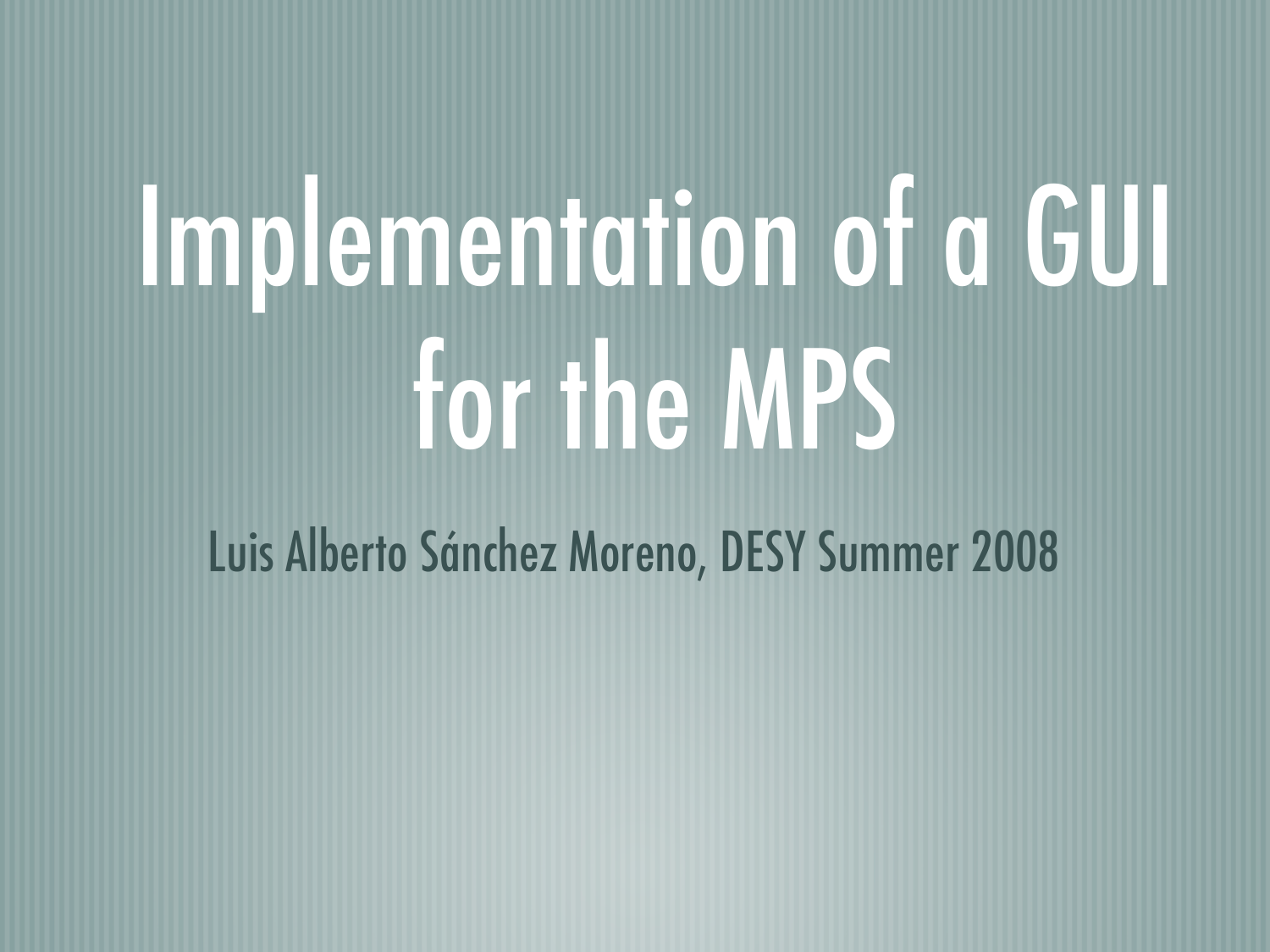# Implementation of a GUI for the MPS

Luis Alberto Sánchez Moreno, DESY Summer 2008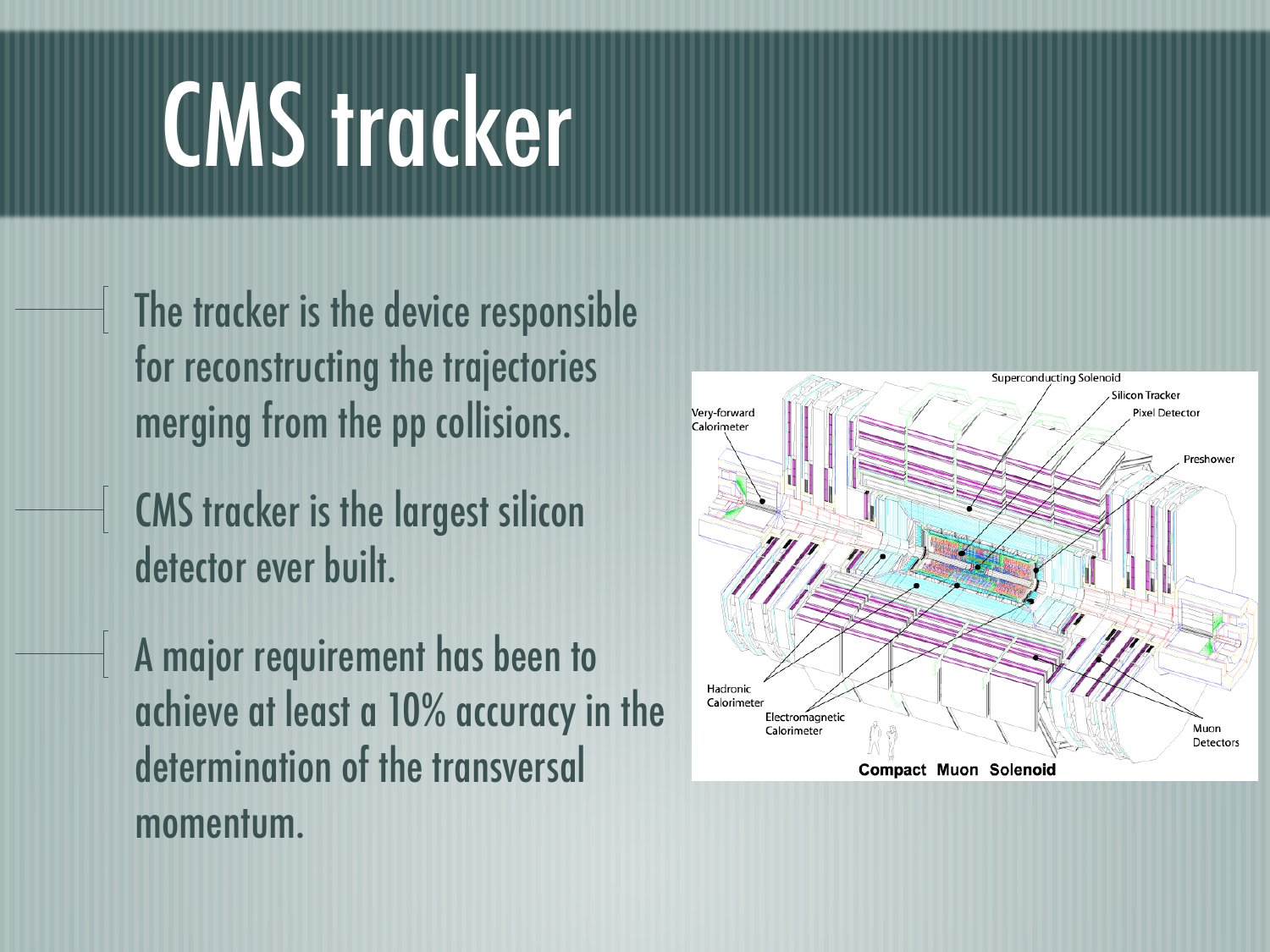# CMS tracker

- The tracker is the device responsible for reconstructing the trajectories merging from the pp collisions.
- CMS tracker is the largest silicon detector ever built.
- A major requirement has been to achieve at least a 10% accuracy in the determination of the transversal momentum.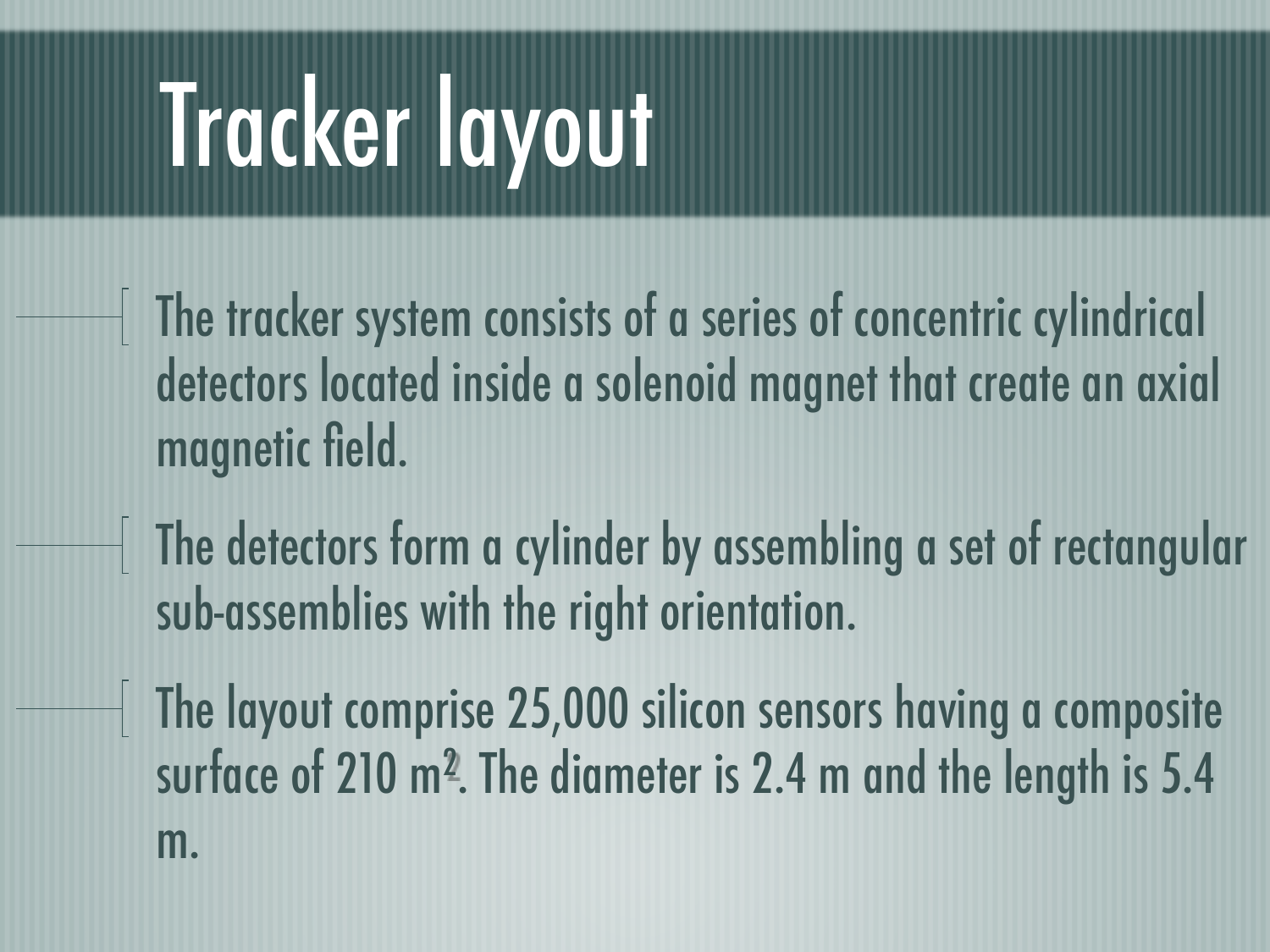# Tracker layout

- The tracker system consists of a series of concentric cylindrical detectors located inside a solenoid magnet that create an axial magnetic field.
- The detectors form a cylinder by assembling a set of rectangular sub-assemblies with the right orientation.
- The layout comprise 25,000 silicon sensors having a composite surface of 210 $m^2$. The diameter is 2.4 m and the length is 5.4 m.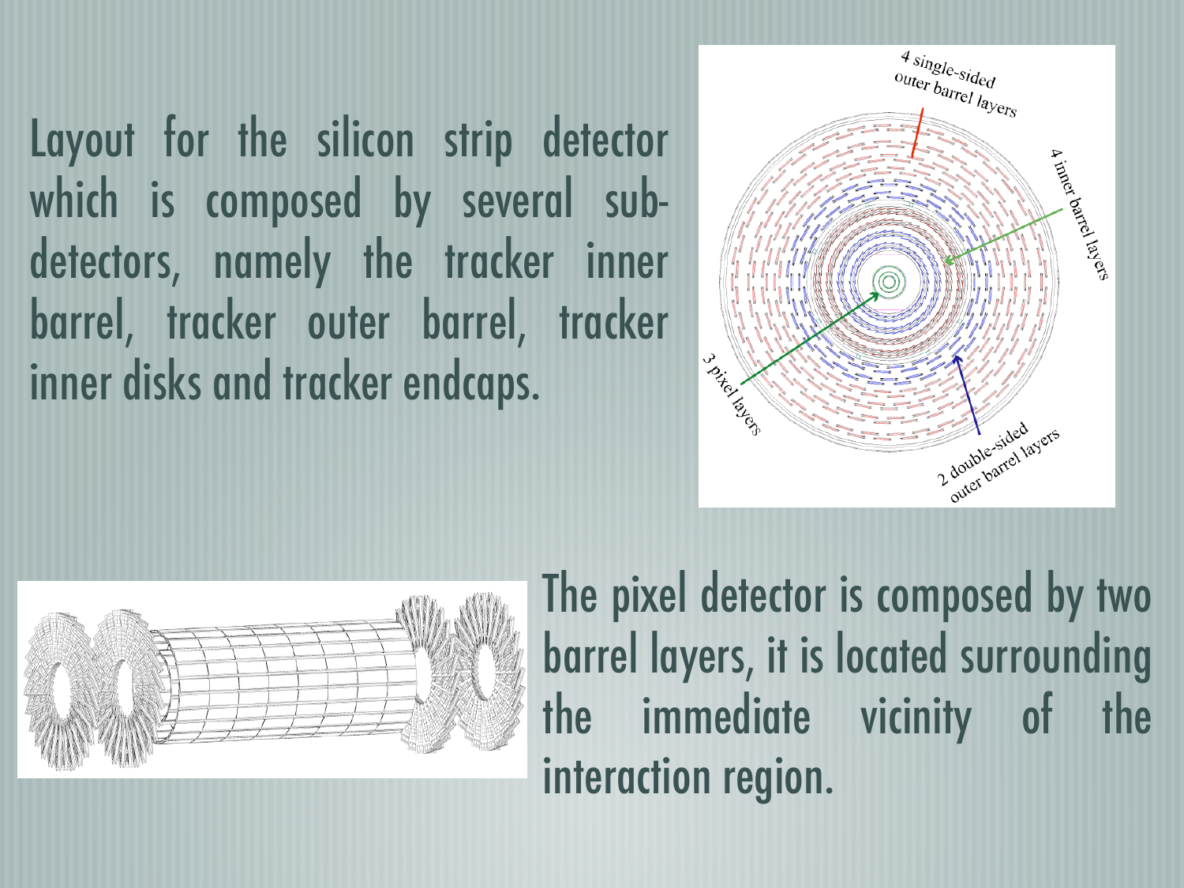Layout for the silicon strip detector which is composed by several sub-detectors, namely the tracker inner barrel, tracker outer barrel, tracker inner disks and tracker endcaps.

The pixel detector is composed by two barrel layers, it is located surrounding the immediate vicinity of the interaction region.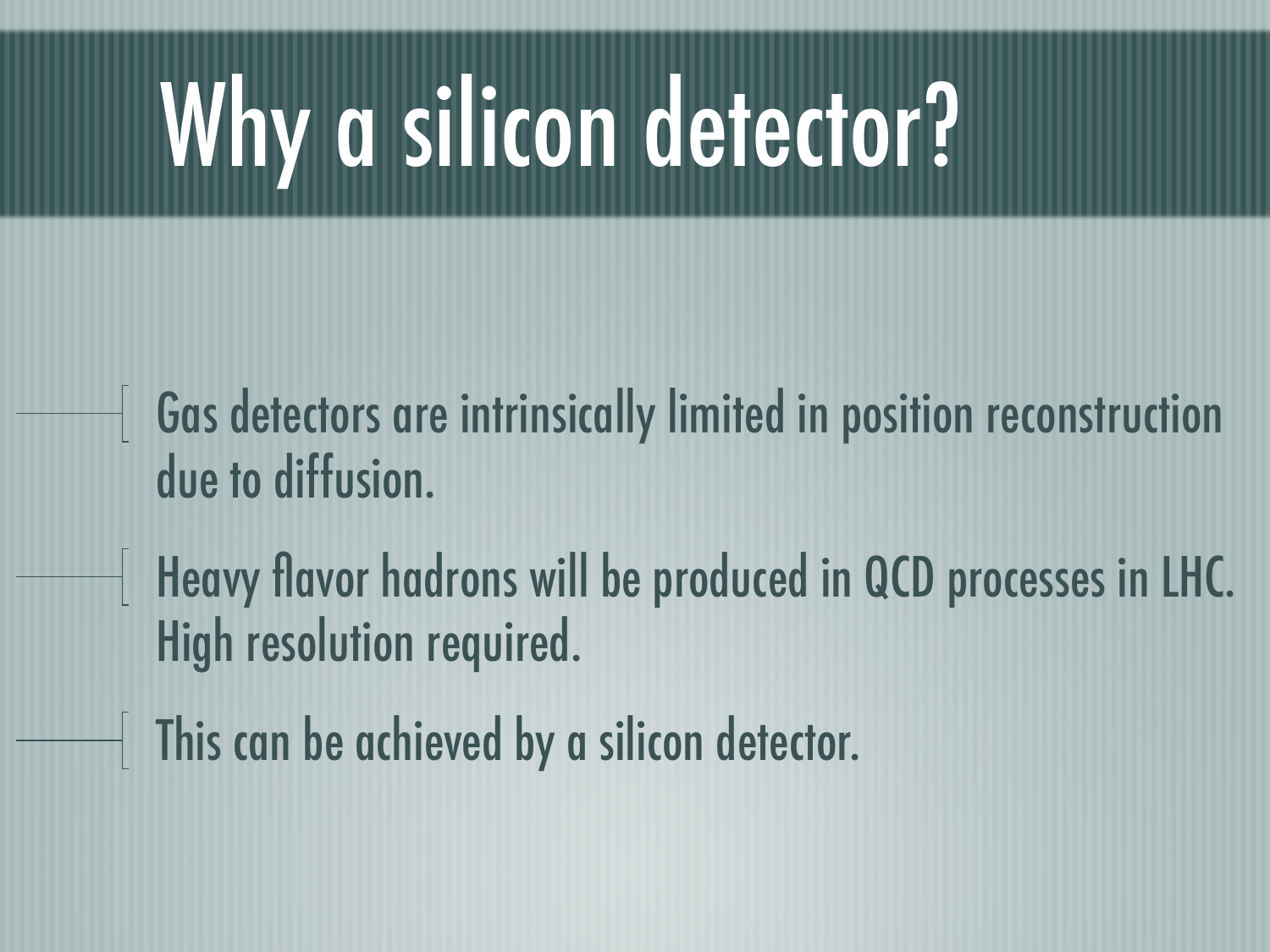# Why a silicon detector?

- Gas detectors are intrinsically limited in position reconstruction due to diffusion.
- Heavy flavor hadrons will be produced in QCD processes in LHC. High resolution required.
- This can be achieved by a silicon detector.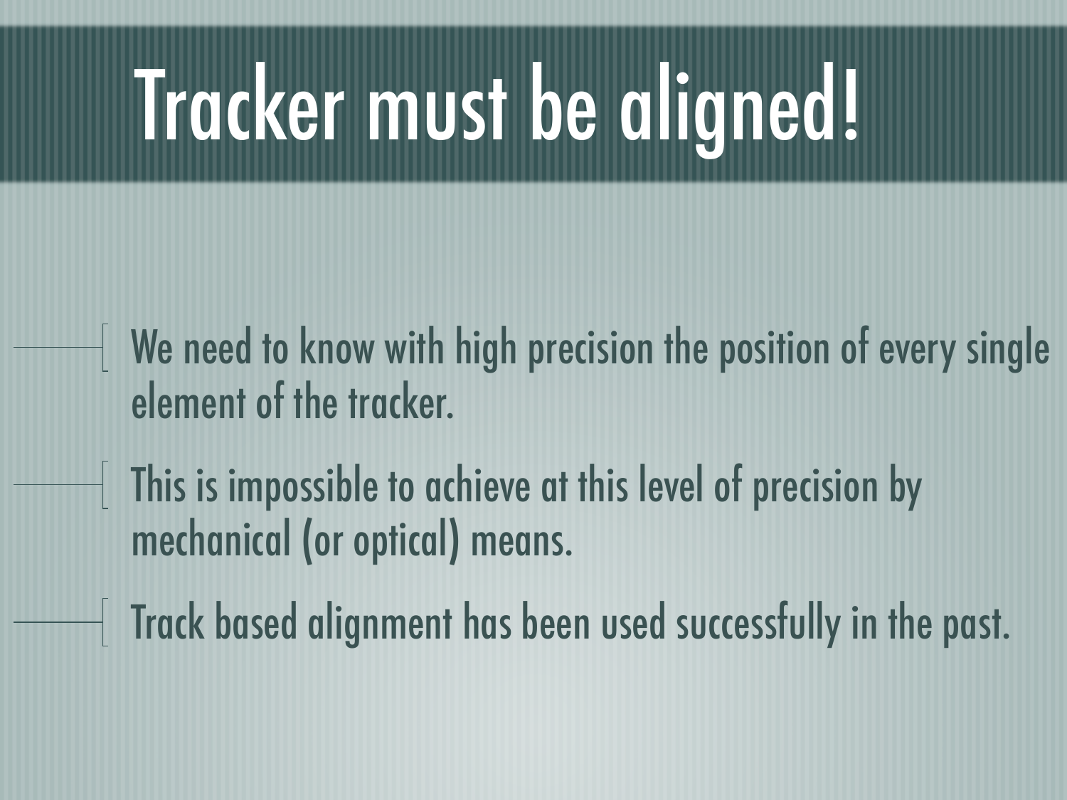# Tracker must be aligned!

- We need to know with high precision the position of every single element of the tracker.
- This is impossible to achieve at this level of precision by mechanical (or optical) means.
- Track based alignment has been used successfully in the past.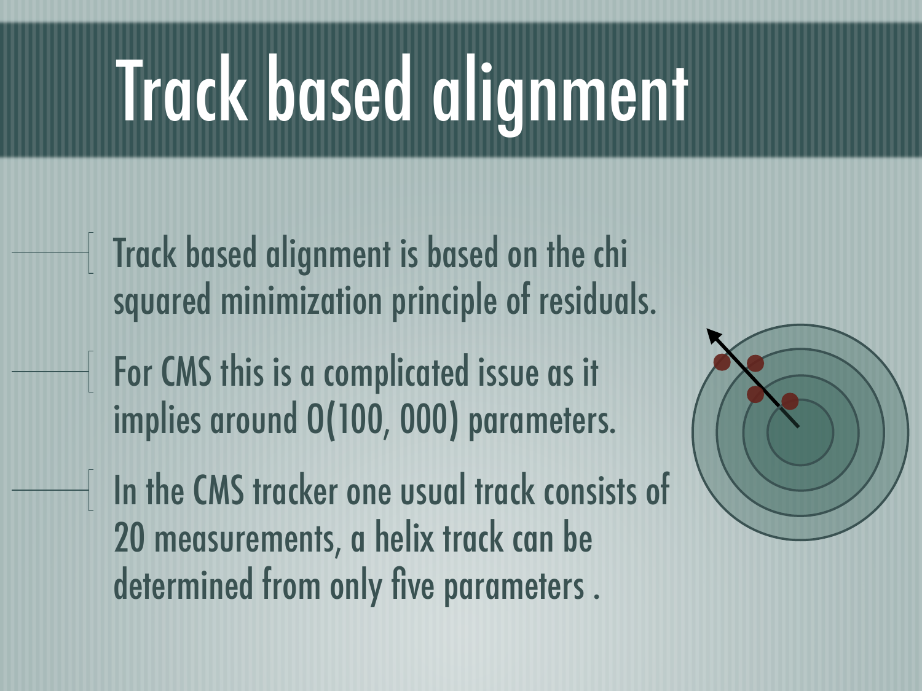# Track based alignment

- Track based alignment is based on the chi squared minimization principle of residuals.
- For CMS this is a complicated issue as it implies around O(100, 000) parameters.
- In the CMS tracker one usual track consists of 20 measurements, a helix track can be determined from only five parameters .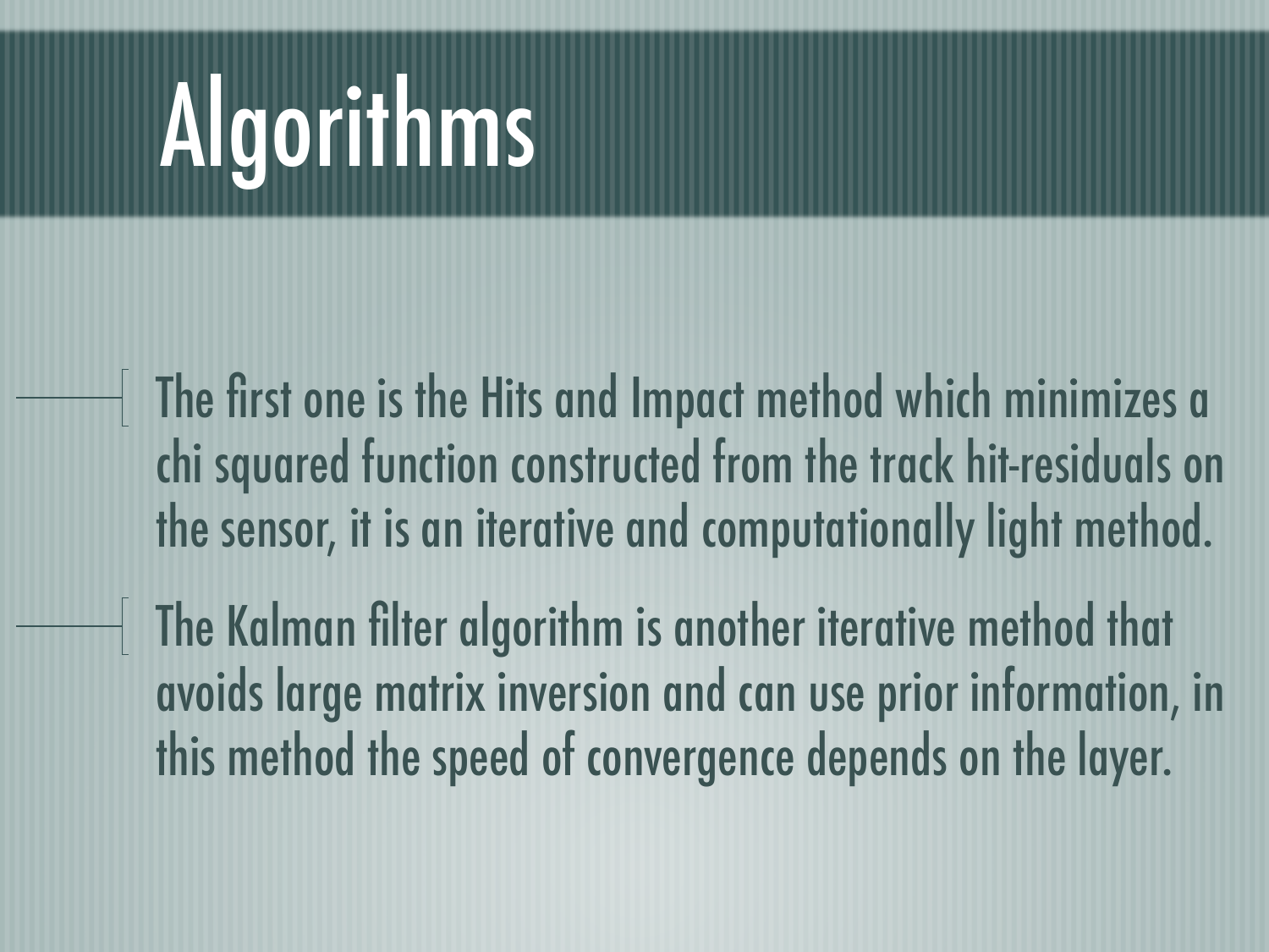# Algorithms

- The first one is the Hits and Impact method which minimizes a chi squared function constructed from the track hit-residuals on the sensor, it is an iterative and computationally light method.
- The Kalman filter algorithm is another iterative method that avoids large matrix inversion and can use prior information, in this method the speed of convergence depends on the layer.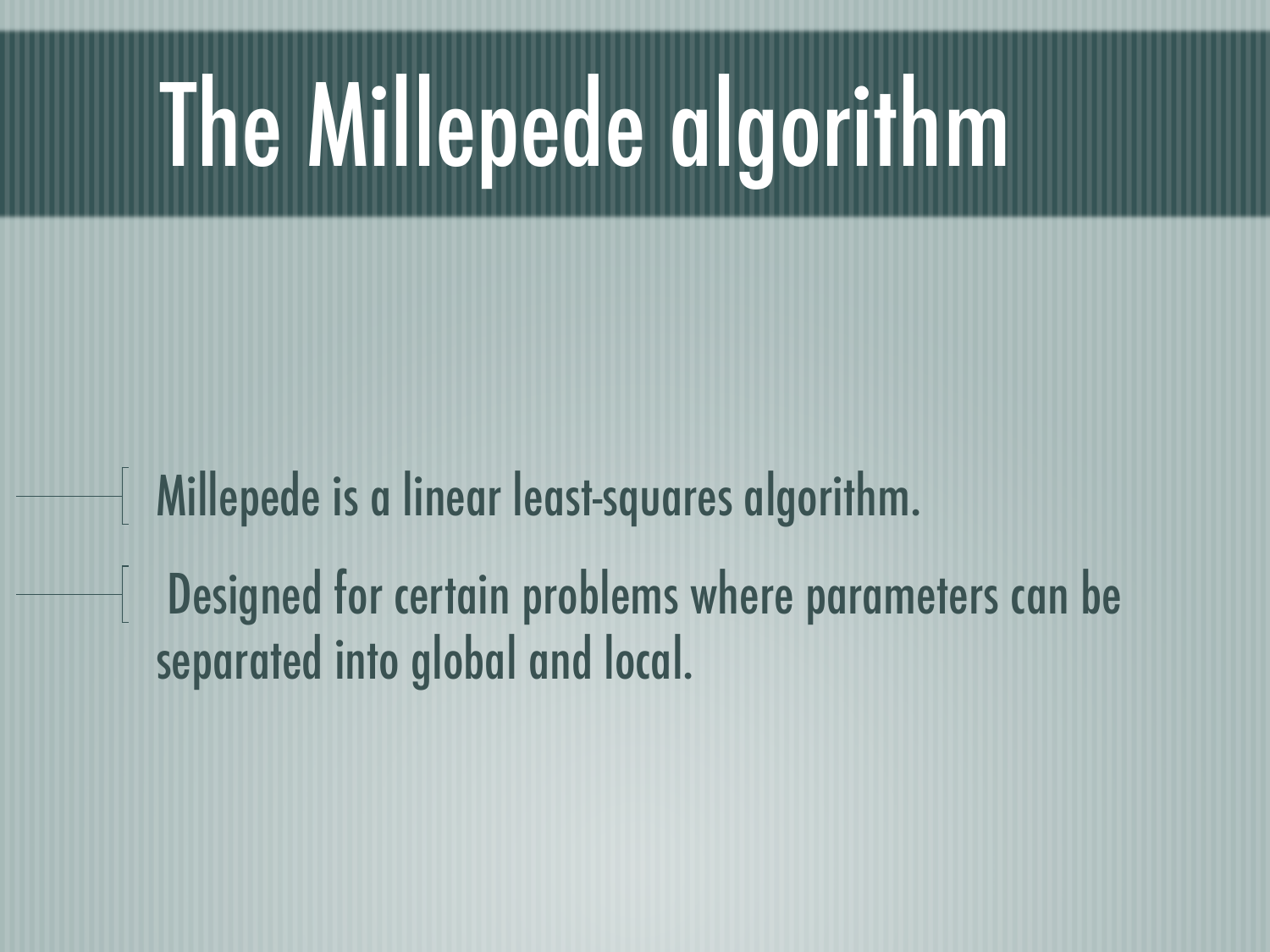# The Millepede algorithm

- Millepede is a linear least-squares algorithm.
- Designed for certain problems where parameters can be separated into global and local.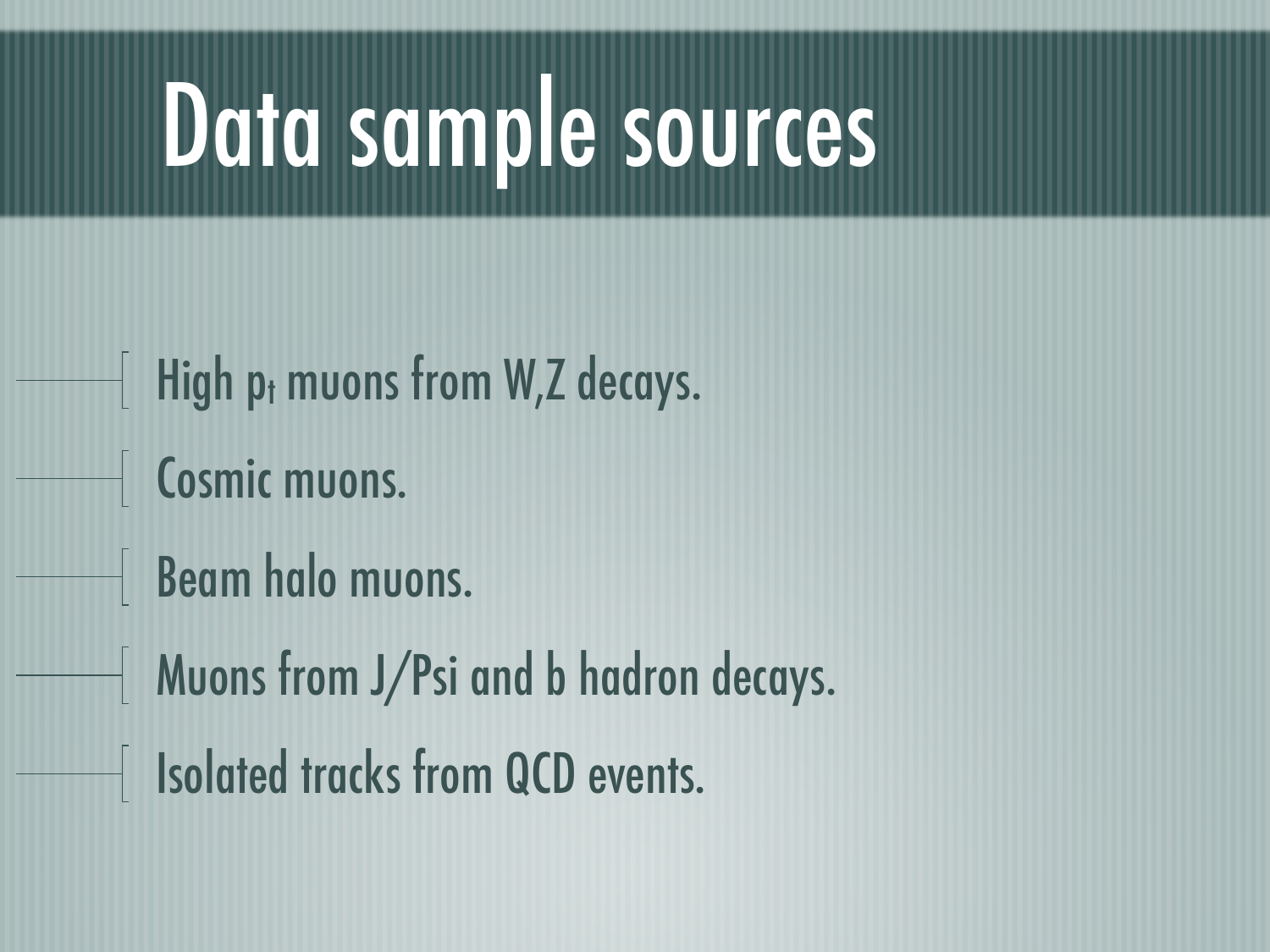# Data sample sources

- High $p_t$ muons from W,Z decays.
- Cosmic muons.
- Beam halo muons.
- Muons from J/Psi and b hadron decays.
- Isolated tracks from QCD events.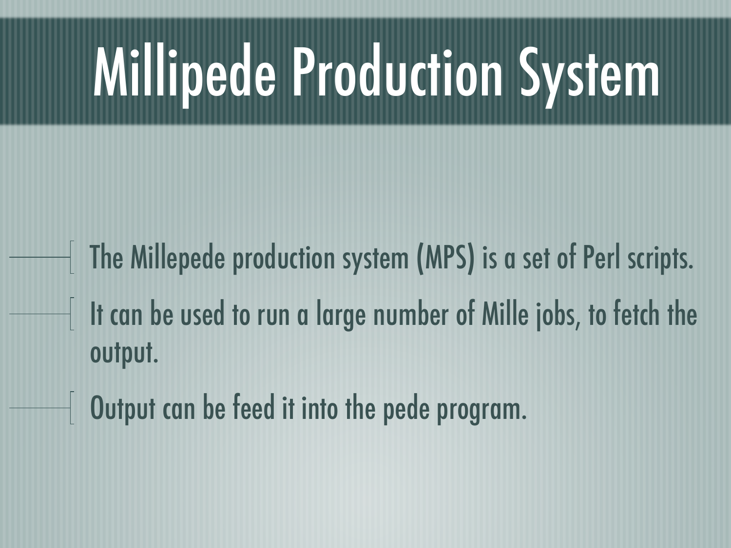# Millipede Production System

- The Millepede production system (MPS) is a set of Perl scripts.
- It can be used to run a large number of Mille jobs, to fetch the output.
- Output can be feed it into the pede program.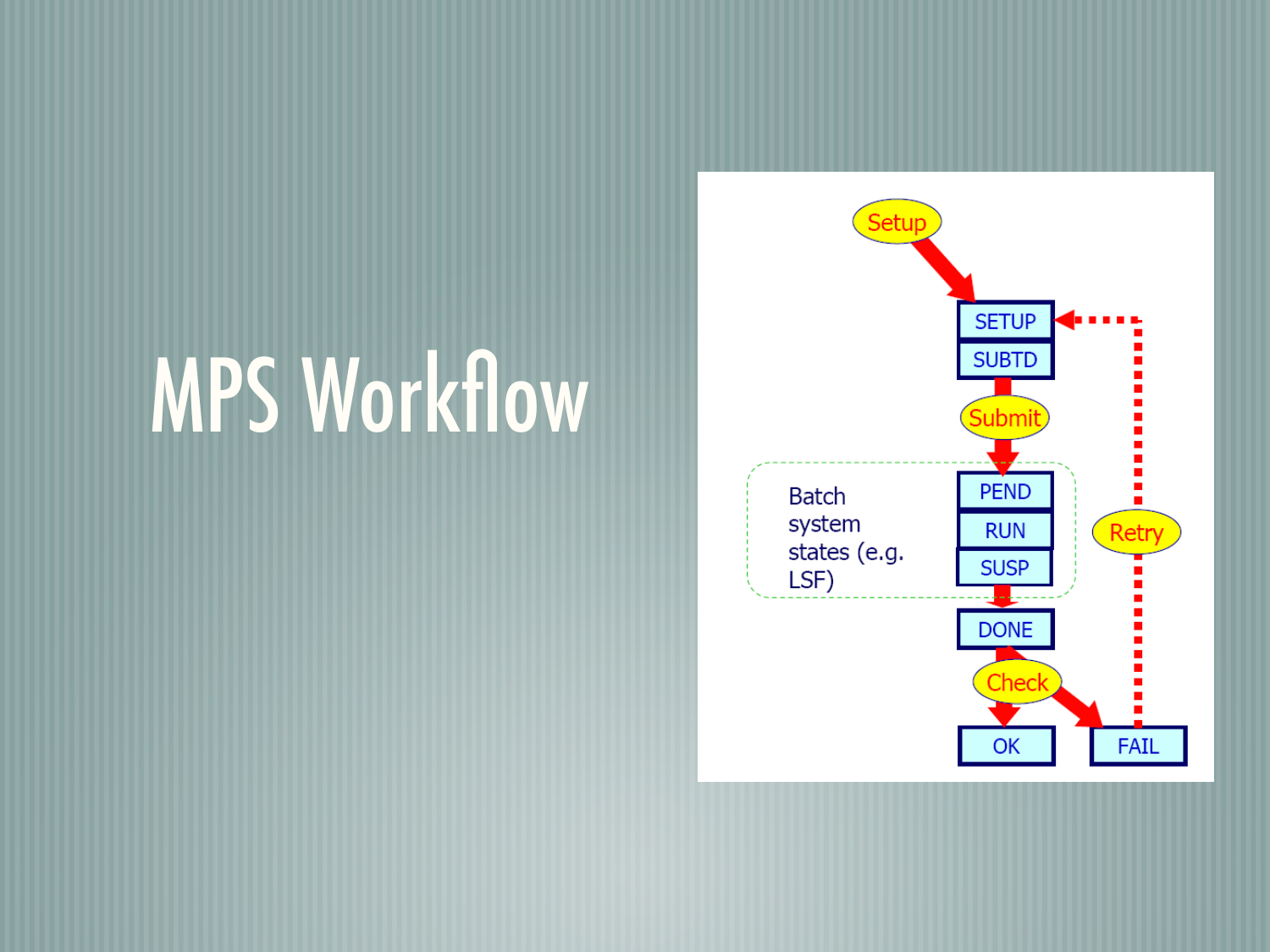# MPS Workflow

Setup

SETUP

SUBTD

Submit

Batch system states (e.g. LSF)

PEND

RUN

SUSP

DONE

Check

Retry

OK

FAIL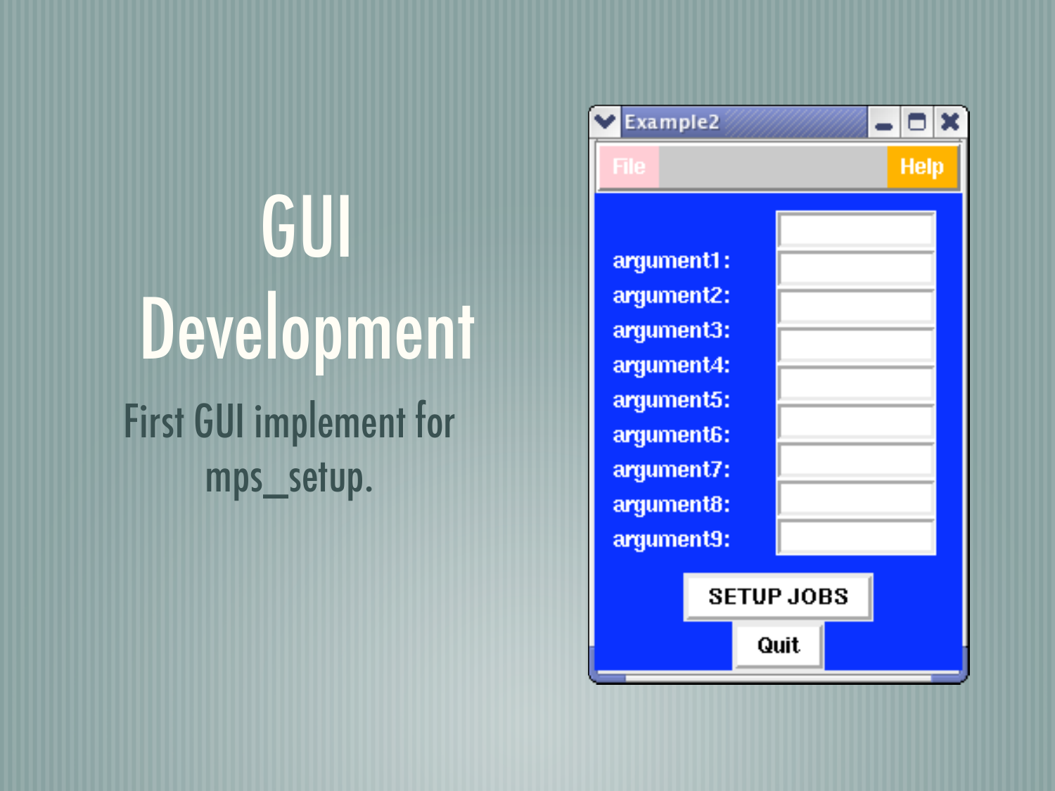# GUI Development

First GUI implement for mps_setup.

Example2

File Help

argument1:
argument2:
argument3:
argument4:
argument5:
argument6:
argument7:
argument8:
argument9:

SETUP JOBS

Quit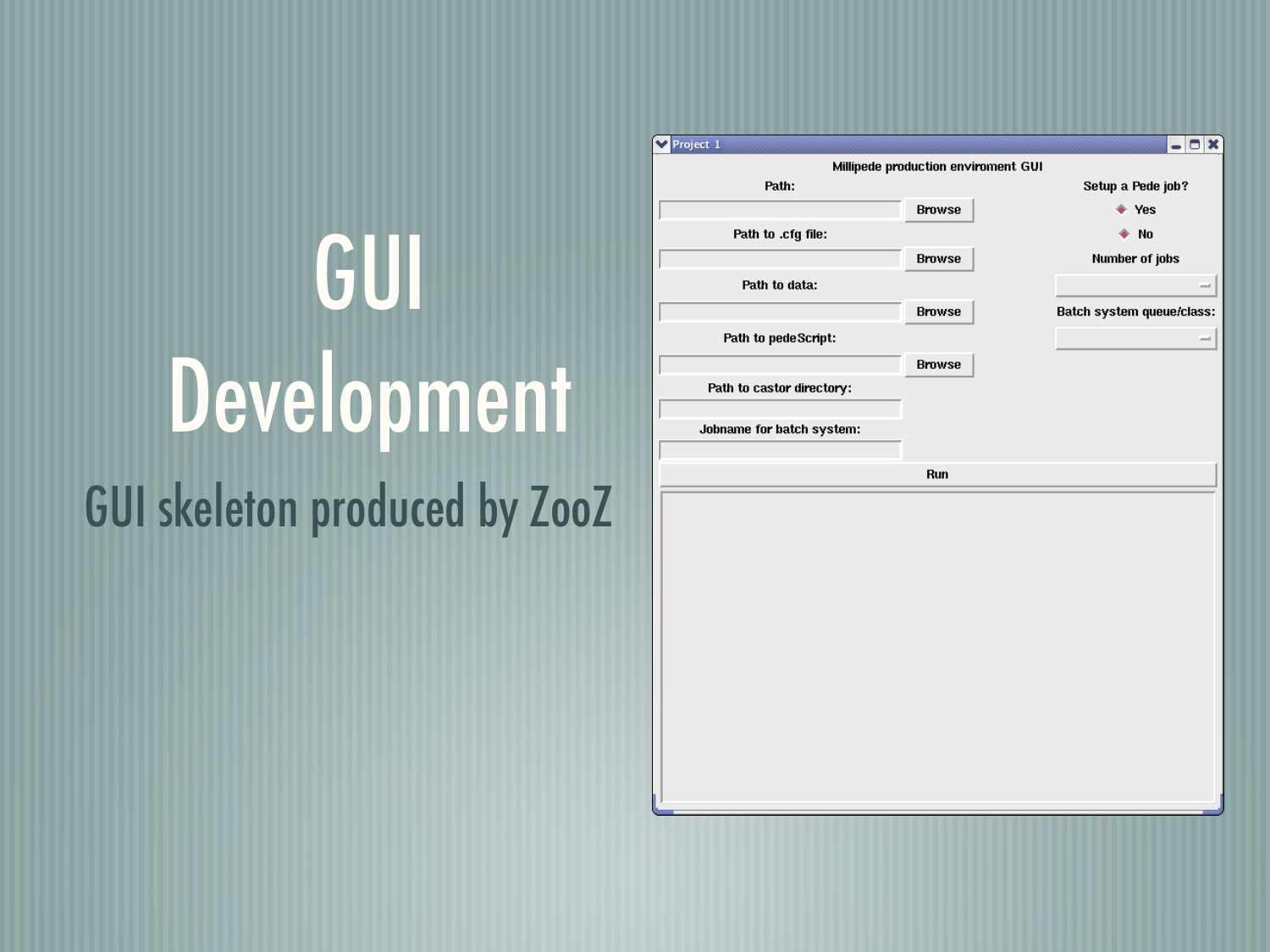# GUI Development

GUI skeleton produced by ZooZ

Project 1

Millipede production enviroment GUI

Path:

Browse

Path to .cfg file:

Browse

Path to data:

Browse

Path to pedeScript:

Browse

Path to castor directory:

Jobname for batch system:

Setup a Pede job?

Yes

No

Number of jobs

Batch system queue/class:

Run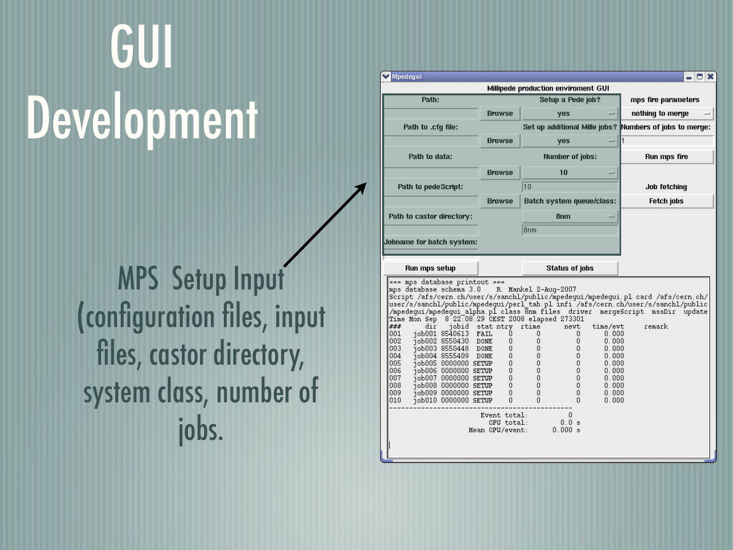# GUI Development

MPS Setup Input (configuration files, input files, castor directory, system class, number of jobs.

Mpedegui

Millipede production enviroment GUI

| Path: | | Setup a Pede job? | mps fire parameters |
|---|---|---|---|
| | Browse | yes | nothing to merge |
| Path to .cfg file: | | Set up additional Mille jobs? | Numbers of jobs to merge: |
| | Browse | yes | 1 |
| Path to data: | | Number of jobs: | Run mps fire |
| | Browse | 10 | |
| Path to pedeScript: | | 10 | Job fetching |
| | Browse | Batch system queue/class: | Fetch jobs |
| Path to castor directory: | | 8nm | |
| | | 8nm | |
| Jobname for batch system: | | | |

Run mps setup | Status of jobs

```
=== mps database printout ===
mps database schema 3.0    R. Mankel 2-Aug-2007
Script /afs/cern.ch/user/s/sanchl/public/mpedegui/mpedegui.pl card /afs/cern.ch/
user/s/sanchl/public/mpedegui/perl_tab.pl infi /afs/cern.ch/user/s/sanchl/public
/mpedegui/mpedegui_alpha.pl class 8nm files  driver  mergeScript  mssDir  update
Time Mon Sep  8 22:08:29 CEST 2008 elapsed 273301
###     dir    jobid   stat ntry  rtime      nevt   time/evt     remark
001    job001 8540613  FAIL   0       0         0     0.000
002    job002 8550430  DONE   0       0         0     0.000
003    job003 8550448  DONE   0       0         0     0.000
004    job004 8555409  DONE   0       0         0     0.000
005    job005 0000000 SETUP   0       0         0     0.000
006    job006 0000000 SETUP   0       0         0     0.000
007    job007 0000000 SETUP   0       0         0     0.000
008    job008 0000000 SETUP   0       0         0     0.000
009    job009 0000000 SETUP   0       0         0     0.000
010    job010 0000000 SETUP   0       0         0     0.000
-----------------------------------------------------
                       Event total:          0
                         CPU total:        0.0 s
                    Mean CPU/event:      0.000 s
```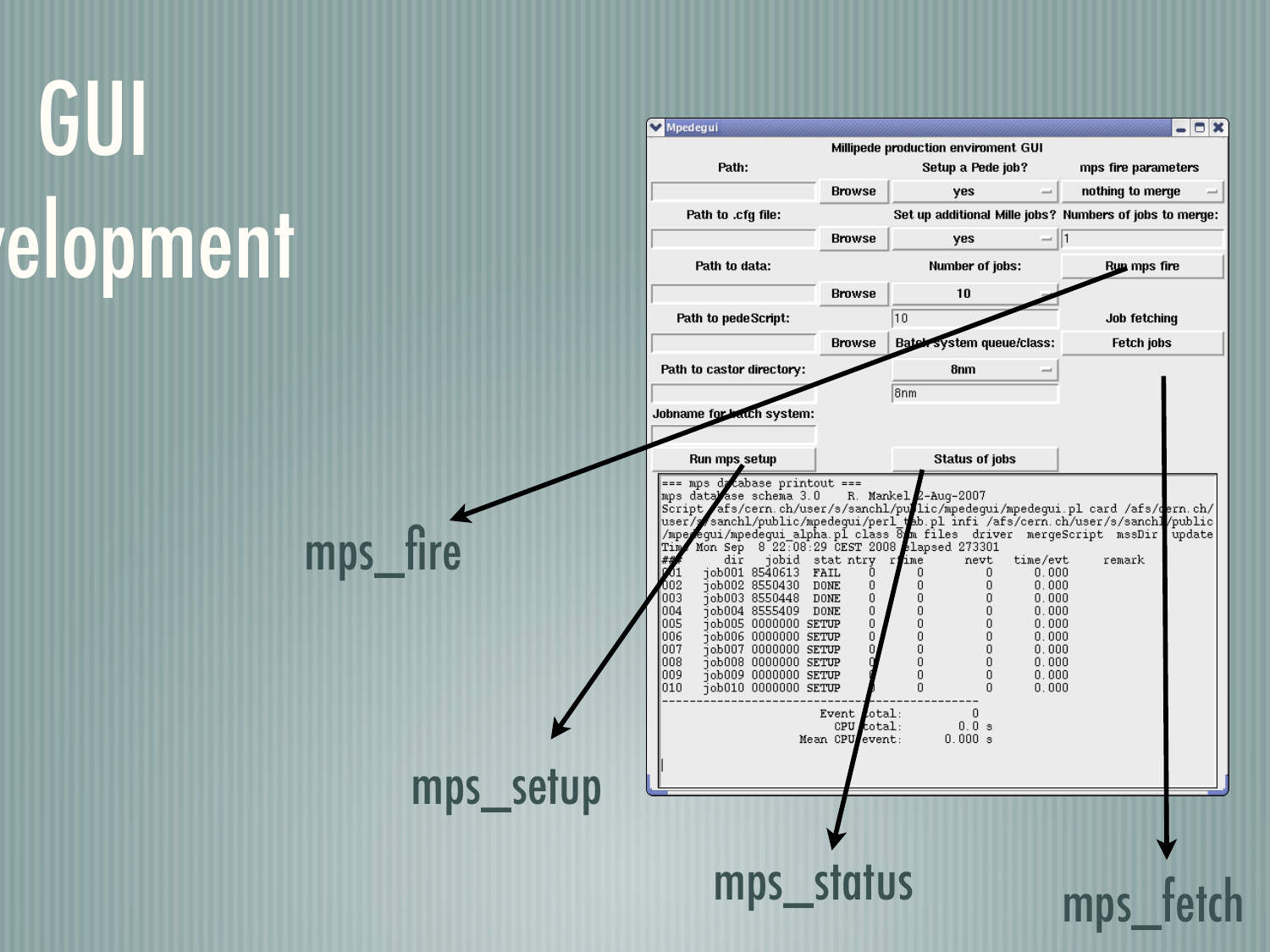# GUI Development

Mpedegui

Millipede production enviroment GUI

| Path: | | Setup a Pede job? | mps fire parameters |
|---|---|---|---|
| | Browse | yes | nothing to merge |
| Path to .cfg file: | | Set up additional Mille jobs? | Numbers of jobs to merge: |
| | Browse | yes | 1 |
| Path to data: | | Number of jobs: | Run mps fire |
| | Browse | 10 | |
| Path to pedeScript: | | 10 | Job fetching |
| | Browse | Batch system queue/class: | Fetch jobs |
| Path to castor directory: | | 8nm | |
| | | 8nm | |
| Jobname for batch system: | | | |
| Run mps setup | | Status of jobs | |

```
=== mps database printout ===
mps database schema 3.0    R. Mankel 2-Aug-2007
Script /afs/cern.ch/user/s/sanchl/public/mpedegui/mpedegui.pl card /afs/cern.ch/
user/s/sanchl/public/mpedegui/perl_tab.pl infi /afs/cern.ch/user/s/sanchl/public
/mpedegui/mpedegui_alpha.pl class 8nm files  driver  mergeScript  mssDir  update
Time Mon Sep  8 22:08:29 CEST 2008 elapsed 273301
###     dir    jobid   stat ntry  rtime      nevt   time/evt     remark
001   job001 8540613  FAIL    0      0         0    0.000
002   job002 8550430  DONE    0      0         0    0.000
003   job003 8550448  DONE    0      0         0    0.000
004   job004 8555409  DONE    0      0         0    0.000
005   job005 0000000  SETUP   0      0         0    0.000
006   job006 0000000  SETUP   0      0         0    0.000
007   job007 0000000  SETUP   0      0         0    0.000
008   job008 0000000  SETUP   0      0         0    0.000
009   job009 0000000  SETUP   0      0         0    0.000
010   job010 0000000  SETUP   0      0         0    0.000
----------------------------------------------------------------
                  Event total:         0
                    CPU total:       0.0 s
               Mean CPU/event:     0.000 s
```

mps_fire

mps_setup

mps_status

mps_fetch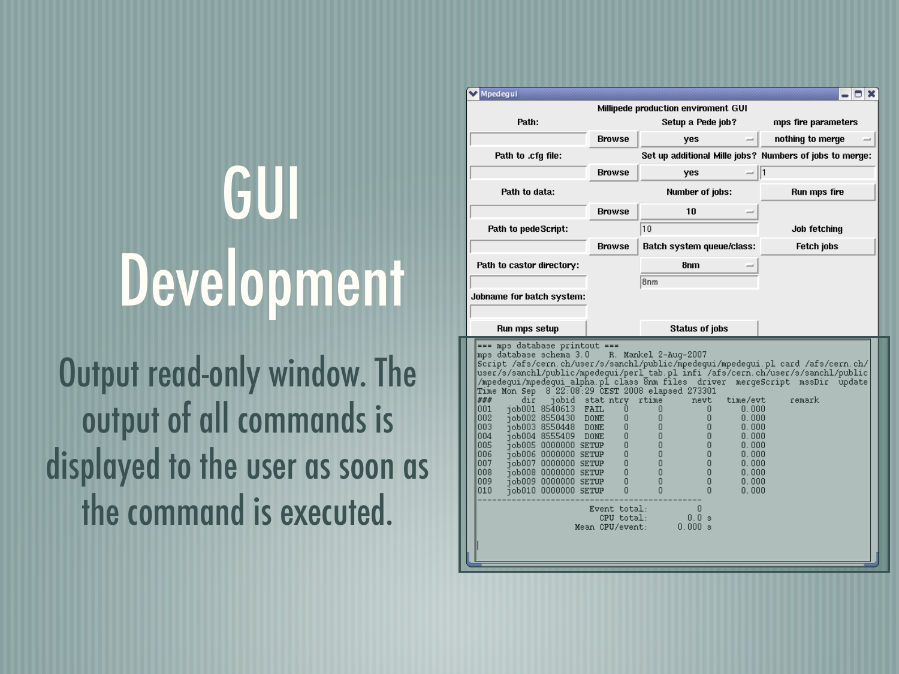# GUI Development

Output read-only window. The output of all commands is displayed to the user as soon as the command is executed.

Mpedegui

Millipede production enviroment GUI

| Path: | | Setup a Pede job? | mps fire parameters |
|---|---|---|---|
| | Browse | yes | nothing to merge |
| Path to .cfg file: | | Set up additional Mille jobs? | Numbers of jobs to merge: |
| | Browse | yes | 1 |
| Path to data: | | Number of jobs: | Run mps fire |
| | Browse | 10 | |
| Path to pedeScript: | | 10 | Job fetching |
| | Browse | Batch system queue/class: | Fetch jobs |
| Path to castor directory: | | 8nm | |
| | | 8nm | |
| Jobname for batch system: | | | |
| | | | |
| Run mps setup | | Status of jobs | |

```
=== mps database printout ===
mps database schema 3.0    R. Mankel 2-Aug-2007
Script /afs/cern.ch/user/s/sanchl/public/mpedegui/mpedegui.pl card /afs/cern.ch/
user/s/sanchl/public/mpedegui/perl_tab.pl infi /afs/cern.ch/user/s/sanchl/public
/mpedegui/mpedegui_alpha.pl class 8nm files  driver  mergeScript  mssDir  update
Time Mon Sep  8 22:08:29 CEST 2008 elapsed 273301
###    dir    jobid   stat ntry  rtime      nevt   time/evt     remark
001   job001 8540613  FAIL   0      0          0      0.000
002   job002 8550430  DONE   0      0          0      0.000
003   job003 8550448  DONE   0      0          0      0.000
004   job004 8555409  DONE   0      0          0      0.000
005   job005 0000000 SETUP   0      0          0      0.000
006   job006 0000000 SETUP   0      0          0      0.000
007   job007 0000000 SETUP   0      0          0      0.000
008   job008 0000000 SETUP   0      0          0      0.000
009   job009 0000000 SETUP   0      0          0      0.000
010   job010 0000000 SETUP   0      0          0      0.000
-----------------------------------------------
                       Event total:          0
                         CPU total:        0.0 s
                    Mean CPU/event:      0.000 s
```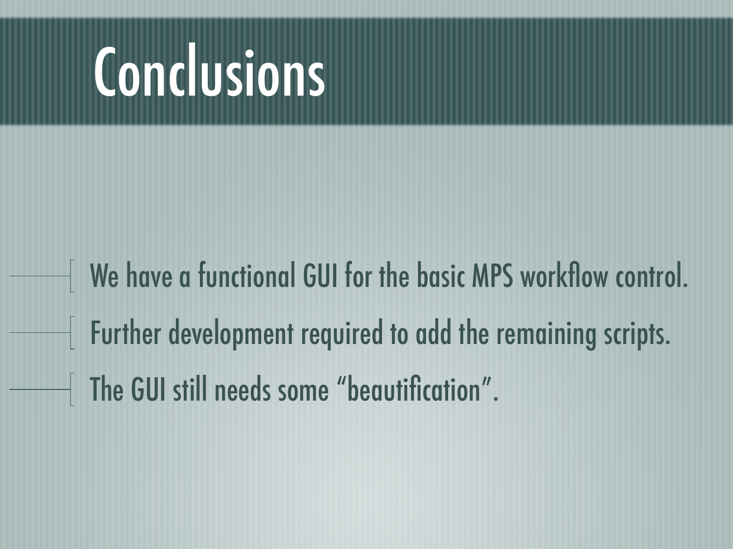# Conclusions

- We have a functional GUI for the basic MPS workflow control.
- Further development required to add the remaining scripts.
- The GUI still needs some “beautification”.